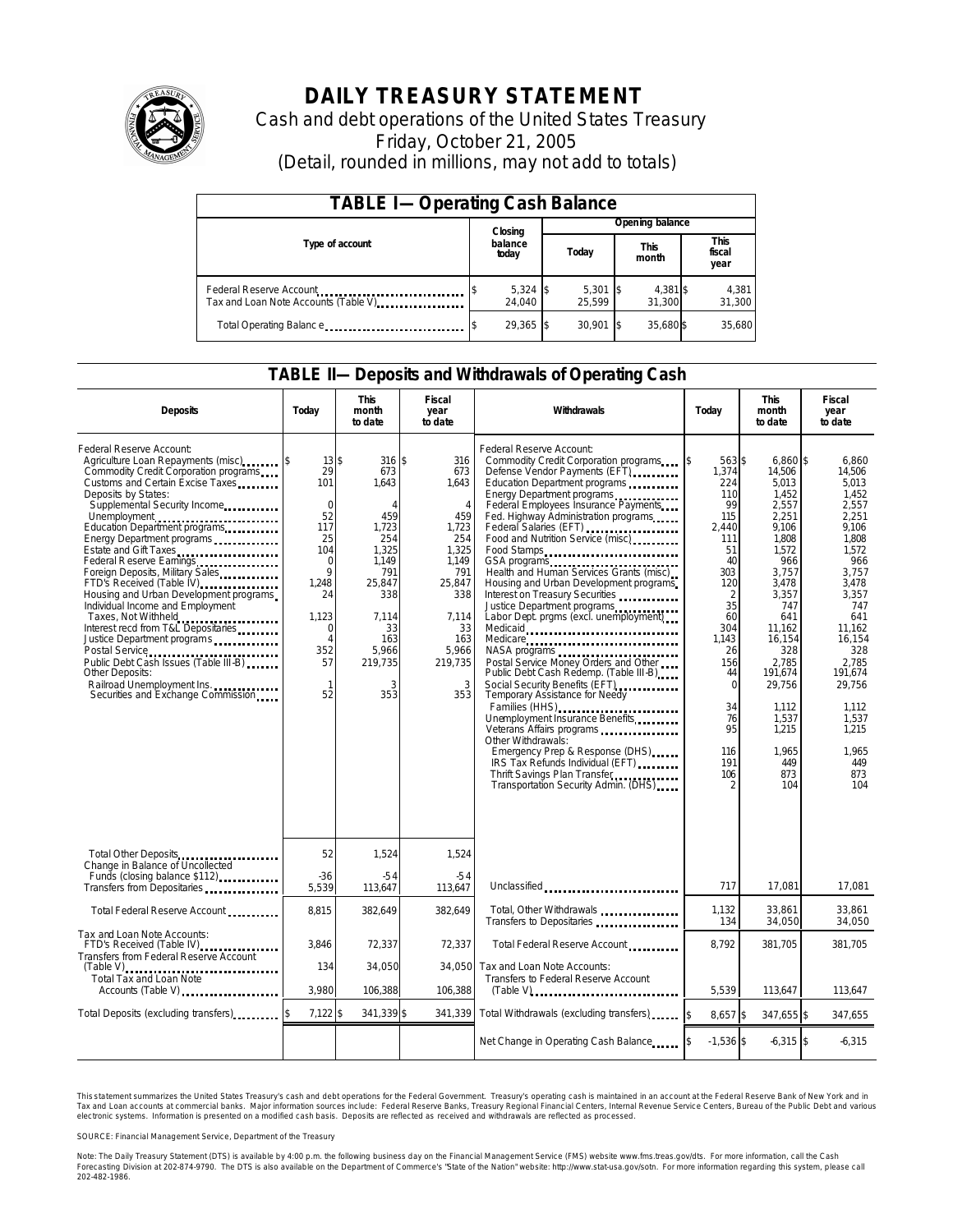# DAILY TREASURY STATEMENT

Cash and debt operations of the United States Treasury

Friday, October 21, 2005

(Detail, rounded in millions, may not add to totals)

## TABLE I—Operating Cash Balance

| Type of account | Closing balance today | Opening balance Today | Opening balance This month | Opening balance This fiscal year |
|---|---|---|---|---|
| Federal Reserve Account | $ 5,324 | $ 5,301 | $ 4,381 | $ 4,381 |
| Tax and Loan Note Accounts (Table V) | 24,040 | 25,599 | 31,300 | 31,300 |
| Total Operating Balance | $ 29,365 | $ 30,901 | $ 35,680 | $ 35,680 |

## TABLE II—Deposits and Withdrawals of Operating Cash

| Deposits | Today | This month to date | Fiscal year to date | Withdrawals | Today | This month to date | Fiscal year to date |
|---|---|---|---|---|---|---|---|
| Federal Reserve Account: | | | | Federal Reserve Account: | | | |
| Agriculture Loan Repayments (misc) | $ 13 | $ 316 | $ 316 | Commodity Credit Corporation programs | $ 563 | $ 6,860 | $ 6,860 |
| Commodity Credit Corporation programs | 29 | 673 | 673 | Defense Vendor Payments (EFT) | 1,374 | 14,506 | 14,506 |
| Customs and Certain Excise Taxes | 101 | 1,643 | 1,643 | Education Department programs | 224 | 5,013 | 5,013 |
| Deposits by States: | | | | Energy Department programs | 110 | 1,452 | 1,452 |
| Supplemental Security Income | 0 | 4 | 4 | Federal Employees Insurance Payments | 99 | 2,557 | 2,557 |
| Unemployment | 52 | 459 | 459 | Fed. Highway Administration programs | 115 | 2,251 | 2,251 |
| Education Department programs | 117 | 1,723 | 1,723 | Federal Salaries (EFT) | 2,440 | 9,106 | 9,106 |
| Energy Department programs | 25 | 254 | 254 | Food and Nutrition Service (misc) | 111 | 1,808 | 1,808 |
| Estate and Gift Taxes | 104 | 1,325 | 1,325 | Food Stamps | 51 | 1,572 | 1,572 |
| Federal Reserve Earnings | 0 | 1,149 | 1,149 | GSA programs | 40 | 966 | 966 |
| Foreign Deposits, Military Sales | 9 | 791 | 791 | Health and Human Services Grants (misc) | 303 | 3,757 | 3,757 |
| FTD's Received (Table IV) | 1,248 | 25,847 | 25,847 | Housing and Urban Development programs | 120 | 3,478 | 3,478 |
| Housing and Urban Development programs | 24 | 338 | 338 | Interest on Treasury Securities | 2 | 3,357 | 3,357 |
| Individual Income and Employment Taxes, Not Withheld | 1,123 | 7,114 | 7,114 | Justice Department programs | 35 | 747 | 747 |
| Interest recd from T&L Depositaries | 0 | 33 | 33 | Labor Dept. prgms (excl. unemployment) | 60 | 641 | 641 |
| Justice Department programs | 4 | 163 | 163 | Medicaid | 304 | 11,162 | 11,162 |
| Postal Service | 352 | 5,966 | 5,966 | Medicare | 1,143 | 16,154 | 16,154 |
| Public Debt Cash Issues (Table III-B) | 57 | 219,735 | 219,735 | NASA programs | 26 | 328 | 328 |
| Other Deposits: | | | | Postal Service Money Orders and Other | 156 | 2,785 | 2,785 |
| Railroad Unemployment Ins. | 1 | 3 | 3 | Public Debt Cash Redemp. (Table III-B) | 44 | 191,674 | 191,674 |
| Securities and Exchange Commission | 52 | 353 | 353 | Social Security Benefits (EFT) | 0 | 29,756 | 29,756 |
| | | | | Temporary Assistance for Needy Families (HHS) | 34 | 1,112 | 1,112 |
| | | | | Unemployment Insurance Benefits | 76 | 1,537 | 1,537 |
| | | | | Veterans Affairs programs | 95 | 1,215 | 1,215 |
| | | | | Other Withdrawals: | | | |
| | | | | Emergency Prep & Response (DHS) | 116 | 1,965 | 1,965 |
| | | | | IRS Tax Refunds Individual (EFT) | 191 | 449 | 449 |
| | | | | Thrift Savings Plan Transfer | 106 | 873 | 873 |
| | | | | Transportation Security Admin. (DHS) | 2 | 104 | 104 |
| Total Other Deposits | 52 | 1,524 | 1,524 | | | | |
| Change in Balance of Uncollected Funds (closing balance $112) | -36 | -54 | -54 | | | | |
| Transfers from Depositaries | 5,539 | 113,647 | 113,647 | Unclassified | 717 | 17,081 | 17,081 |
| Total Federal Reserve Account | 8,815 | 382,649 | 382,649 | Total, Other Withdrawals | 1,132 | 33,861 | 33,861 |
| | | | | Transfers to Depositaries | 134 | 34,050 | 34,050 |
| Tax and Loan Note Accounts: | | | | | | | |
| FTD's Received (Table IV) | 3,846 | 72,337 | 72,337 | Total Federal Reserve Account | 8,792 | 381,705 | 381,705 |
| Transfers from Federal Reserve Account (Table V) | 134 | 34,050 | 34,050 | Tax and Loan Note Accounts: | | | |
| Total Tax and Loan Note Accounts (Table V) | 3,980 | 106,388 | 106,388 | Transfers to Federal Reserve Account (Table V) | 5,539 | 113,647 | 113,647 |
| Total Deposits (excluding transfers) | $ 7,122 | $ 341,339 | $ 341,339 | Total Withdrawals (excluding transfers) | $ 8,657 | $ 347,655 | $ 347,655 |
| | | | | Net Change in Operating Cash Balance | $ -1,536 | $ -6,315 | $ -6,315 |

This statement summarizes the United States Treasury's cash and debt operations for the Federal Government. Treasury's operating cash is maintained in an account at the Federal Reserve Bank of New York and in Tax and Loan accounts at commercial banks. Major information sources include: Federal Reserve Banks, Treasury Regional Financial Centers, Internal Revenue Service Centers, Bureau of the Public Debt and various electronic systems. Information is presented on a modified cash basis. Deposits are reflected as received and withdrawals are reflected as processed.

SOURCE: Financial Management Service, Department of the Treasury

Note: The Daily Treasury Statement (DTS) is available by 4:00 p.m. the following business day on the Financial Management Service (FMS) website www.fms.treas.gov/dts. For more information, call the Cash Forecasting Division at 202-874-9790. The DTS is also available on the Department of Commerce's "State of the Nation" website: http://www.stat-usa.gov/sotn. For more information regarding this system, please call 202-482-1986.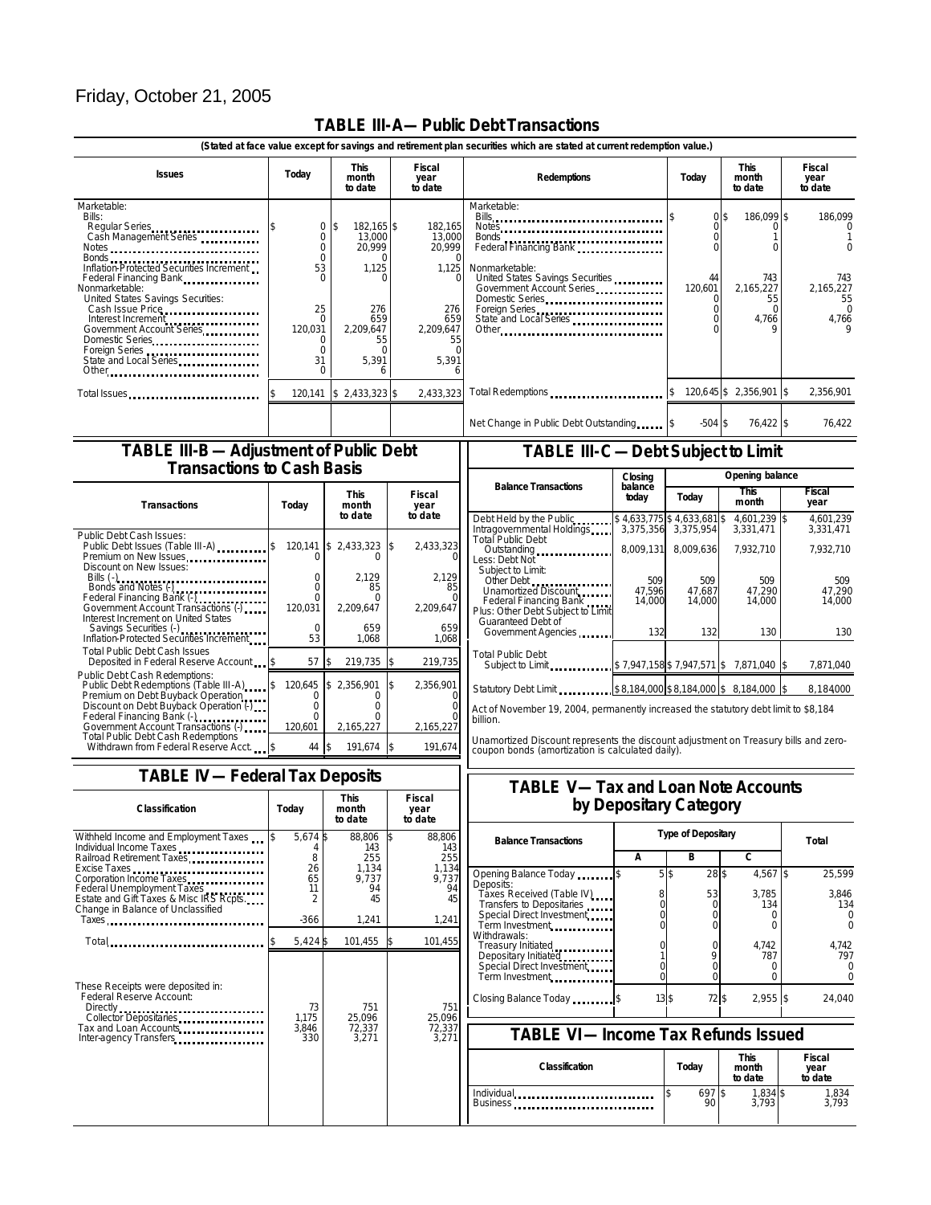Friday, October 21, 2005

## TABLE III-A— Public Debt Transactions

(Stated at face value except for savings and retirement plan securities which are stated at current redemption value.)

| Issues | Today | This month to date | Fiscal year to date | Redemptions | Today | This month to date | Fiscal year to date |
|---|---|---|---|---|---|---|---|
| Marketable: | | | | Marketable: | | | |
| Bills: | | | | Bills | $ 0 | $ 186,099 | $ 186,099 |
| Regular Series | $ 0 | $ 182,165 | $ 182,165 | Notes | 0 | 0 | 0 |
| Cash Management Series | 0 | 13,000 | 13,000 | Bonds | 0 | 1 | 1 |
| Notes | 0 | 20,999 | 20,999 | Federal Financing Bank | 0 | 0 | 0 |
| Bonds | 0 | 0 | 0 | | | | |
| Inflation-Protected Securities Increment | 53 | 1,125 | 1,125 | Nonmarketable: | | | |
| Federal Financing Bank | 0 | 0 | 0 | United States Savings Securities | 44 | 743 | 743 |
| Nonmarketable: | | | | Government Account Series | 120,601 | 2,165,227 | 2,165,227 |
| United States Savings Securities: | | | | Domestic Series | 0 | 55 | 55 |
| Cash Issue Price | 25 | 276 | 276 | Foreign Series | 0 | 0 | 0 |
| Interest Increment | 0 | 659 | 659 | State and Local Series | 0 | 4,766 | 4,766 |
| Government Account Series | 120,031 | 2,209,647 | 2,209,647 | Other | 0 | 9 | 9 |
| Domestic Series | 0 | 55 | 55 | | | | |
| Foreign Series | 0 | 0 | 0 | | | | |
| State and Local Series | 31 | 5,391 | 5,391 | | | | |
| Other | 0 | 6 | 6 | | | | |
| Total Issues | $ 120,141 | $ 2,433,323 | $ 2,433,323 | Total Redemptions | $ 120,645 | $ 2,356,901 | $ 2,356,901 |
| | | | | Net Change in Public Debt Outstanding | $ -504 | $ 76,422 | $ 76,422 |

## TABLE III-B — Adjustment of Public Debt Transactions to Cash Basis

| Transactions | Today | This month to date | Fiscal year to date |
|---|---|---|---|
| Public Debt Cash Issues: | | | |
| Public Debt Issues (Table III-A) | $ 120,141 | $ 2,433,323 | $ 2,433,323 |
| Premium on New Issues | 0 | 0 | 0 |
| Discount on New Issues: | | | |
| Bills (-) | 0 | 2,129 | 2,129 |
| Bonds and Notes (-) | 0 | 85 | 85 |
| Federal Financing Bank (-) | 0 | 0 | 0 |
| Government Account Transactions (-) | 120,031 | 2,209,647 | 2,209,647 |
| Interest Increment on United States Savings Securities (-) | 0 | 659 | 659 |
| Inflation-Protected Securities Increment | 53 | 1,068 | 1,068 |
| Total Public Debt Cash Issues Deposited in Federal Reserve Account | $ 57 | $ 219,735 | $ 219,735 |
| Public Debt Cash Redemptions: | | | |
| Public Debt Redemptions (Table III-A) | $ 120,645 | $ 2,356,901 | $ 2,356,901 |
| Premium on Debt Buyback Operation | 0 | 0 | 0 |
| Discount on Debt Buyback Operation (-) | 0 | 0 | 0 |
| Federal Financing Bank (-) | 0 | 0 | 0 |
| Government Account Transactions (-) | 120,601 | 2,165,227 | 2,165,227 |
| Total Public Debt Cash Redemptions Withdrawn from Federal Reserve Acct. | $ 44 | $ 191,674 | $ 191,674 |

## TABLE III-C — Debt Subject to Limit

| Balance Transactions | Closing balance today | Opening balance Today | Opening balance This month | Opening balance Fiscal year |
|---|---|---|---|---|
| Debt Held by the Public | $ 4,633,775 | $ 4,633,681 | $ 4,601,239 | $ 4,601,239 |
| Intragovernmental Holdings | 3,375,356 | 3,375,954 | 3,331,471 | 3,331,471 |
| Total Public Debt Outstanding | 8,009,131 | 8,009,636 | 7,932,710 | 7,932,710 |
| Less: Debt Not Subject to Limit: | | | | |
| Other Debt | 509 | 509 | 509 | 509 |
| Unamortized Discount | 47,596 | 47,687 | 47,290 | 47,290 |
| Federal Financing Bank | 14,000 | 14,000 | 14,000 | 14,000 |
| Plus: Other Debt Subject to Limit | | | | |
| Guaranteed Debt of Government Agencies | 132 | 132 | 130 | 130 |
| Total Public Debt Subject to Limit | $ 7,947,158 | $ 7,947,571 | $ 7,871,040 | $ 7,871,040 |
| Statutory Debt Limit | $ 8,184,000 | $ 8,184,000 | $ 8,184,000 | $ 8,184000 |

Act of November 19, 2004, permanently increased the statutory debt limit to $8,184 billion.

Unamortized Discount represents the discount adjustment on Treasury bills and zero-coupon bonds (amortization is calculated daily).

## TABLE IV — Federal Tax Deposits

| Classification | Today | This month to date | Fiscal year to date |
|---|---|---|---|
| Withheld Income and Employment Taxes | $ 5,674 | $ 88,806 | $ 88,806 |
| Individual Income Taxes | 4 | 143 | 143 |
| Railroad Retirement Taxes | 8 | 255 | 255 |
| Excise Taxes | 26 | 1,134 | 1,134 |
| Corporation Income Taxes | 65 | 9,737 | 9,737 |
| Federal Unemployment Taxes | 11 | 94 | 94 |
| Estate and Gift Taxes & Misc IRS Rcpts. | 2 | 45 | 45 |
| Change in Balance of Unclassified Taxes | -366 | 1,241 | 1,241 |
| Total | $ 5,424 | $ 101,455 | $ 101,455 |
| These Receipts were deposited in: | | | |
| Federal Reserve Account: | | | |
| Directly | 73 | 751 | 751 |
| Collector Depositaries | 1,175 | 25,096 | 25,096 |
| Tax and Loan Accounts | 3,846 | 72,337 | 72,337 |
| Inter-agency Transfers | 330 | 3,271 | 3,271 |

## TABLE V — Tax and Loan Note Accounts by Depositary Category

| Balance Transactions | Type of Depositary A | Type of Depositary B | Type of Depositary C | Total |
|---|---|---|---|---|
| Opening Balance Today | $ 5 | $ 28 | $ 4,567 | $ 25,599 |
| Deposits: | | | | |
| Taxes Received (Table IV) | 8 | 53 | 3,785 | 3,846 |
| Transfers to Depositaries | 0 | 0 | 134 | 134 |
| Special Direct Investment | 0 | 0 | 0 | 0 |
| Term Investment | 0 | 0 | 0 | 0 |
| Withdrawals: | | | | |
| Treasury Initiated | 0 | 0 | 4,742 | 4,742 |
| Depositary Initiated | 1 | 9 | 787 | 797 |
| Special Direct Investment | 0 | 0 | 0 | 0 |
| Term Investment | 0 | 0 | 0 | 0 |
| Closing Balance Today | $ 13 | $ 72 | $ 2,955 | $ 24,040 |

## TABLE VI — Income Tax Refunds Issued

| Classification | Today | This month to date | Fiscal year to date |
|---|---|---|---|
| Individual | $ 697 | $ 1,834 | $ 1,834 |
| Business | 90 | 3,793 | 3,793 |